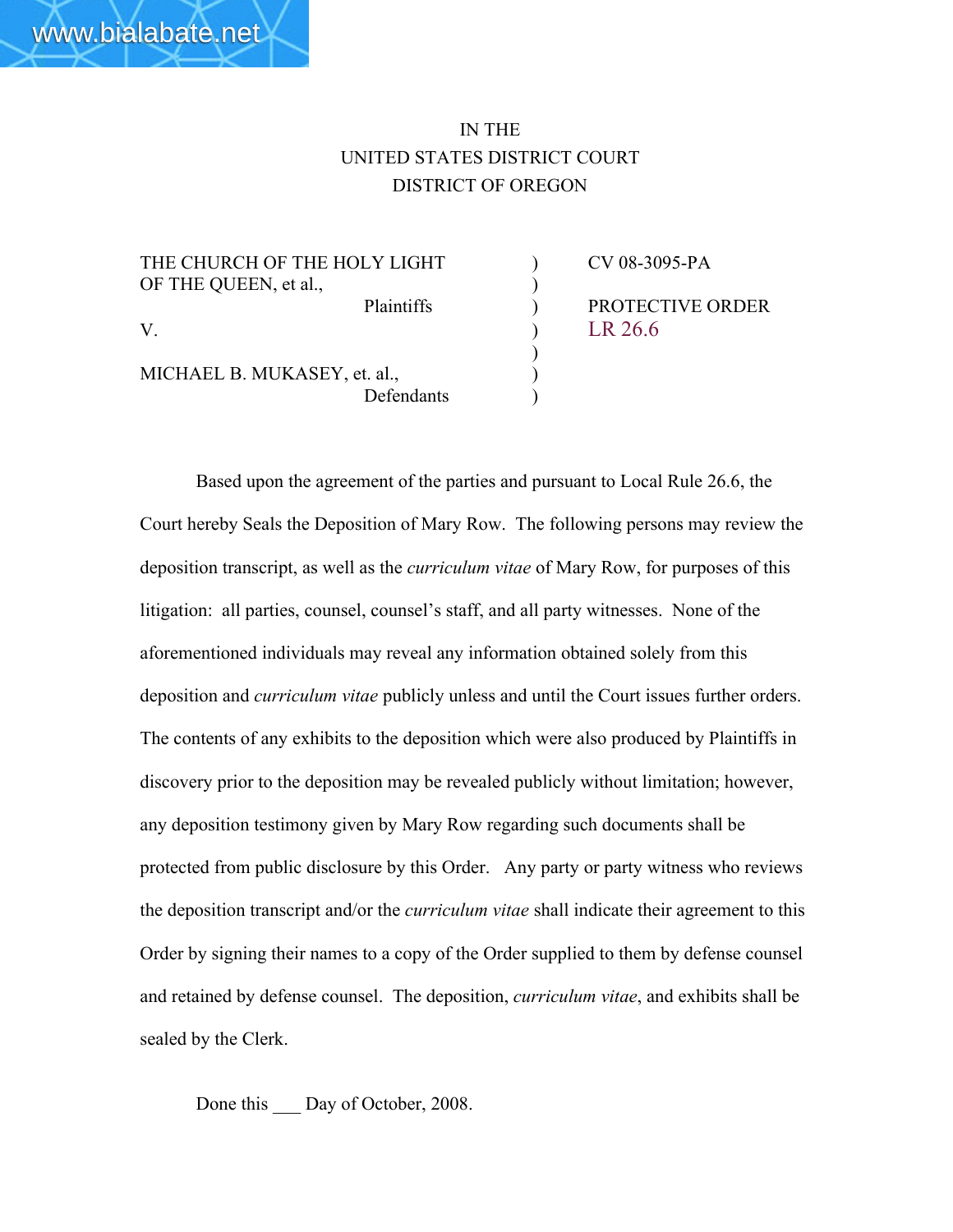IN THE
UNITED STATES DISTRICT COURT
DISTRICT OF OREGON

| | | |
|---|---|---|
| THE CHURCH OF THE HOLY LIGHT OF THE QUEEN, et al., Plaintiffs | ) | CV 08-3095-PA |
| V. | ) | PROTECTIVE ORDER LR 26.6 |
| MICHAEL B. MUKASEY, et. al., Defendants | ) | |

Based upon the agreement of the parties and pursuant to Local Rule 26.6, the Court hereby Seals the Deposition of Mary Row. The following persons may review the deposition transcript, as well as the *curriculum vitae* of Mary Row, for purposes of this litigation: all parties, counsel, counsel's staff, and all party witnesses. None of the aforementioned individuals may reveal any information obtained solely from this deposition and *curriculum vitae* publicly unless and until the Court issues further orders. The contents of any exhibits to the deposition which were also produced by Plaintiffs in discovery prior to the deposition may be revealed publicly without limitation; however, any deposition testimony given by Mary Row regarding such documents shall be protected from public disclosure by this Order. Any party or party witness who reviews the deposition transcript and/or the *curriculum vitae* shall indicate their agreement to this Order by signing their names to a copy of the Order supplied to them by defense counsel and retained by defense counsel. The deposition, *curriculum vitae*, and exhibits shall be sealed by the Clerk.

Done this ___ Day of October, 2008.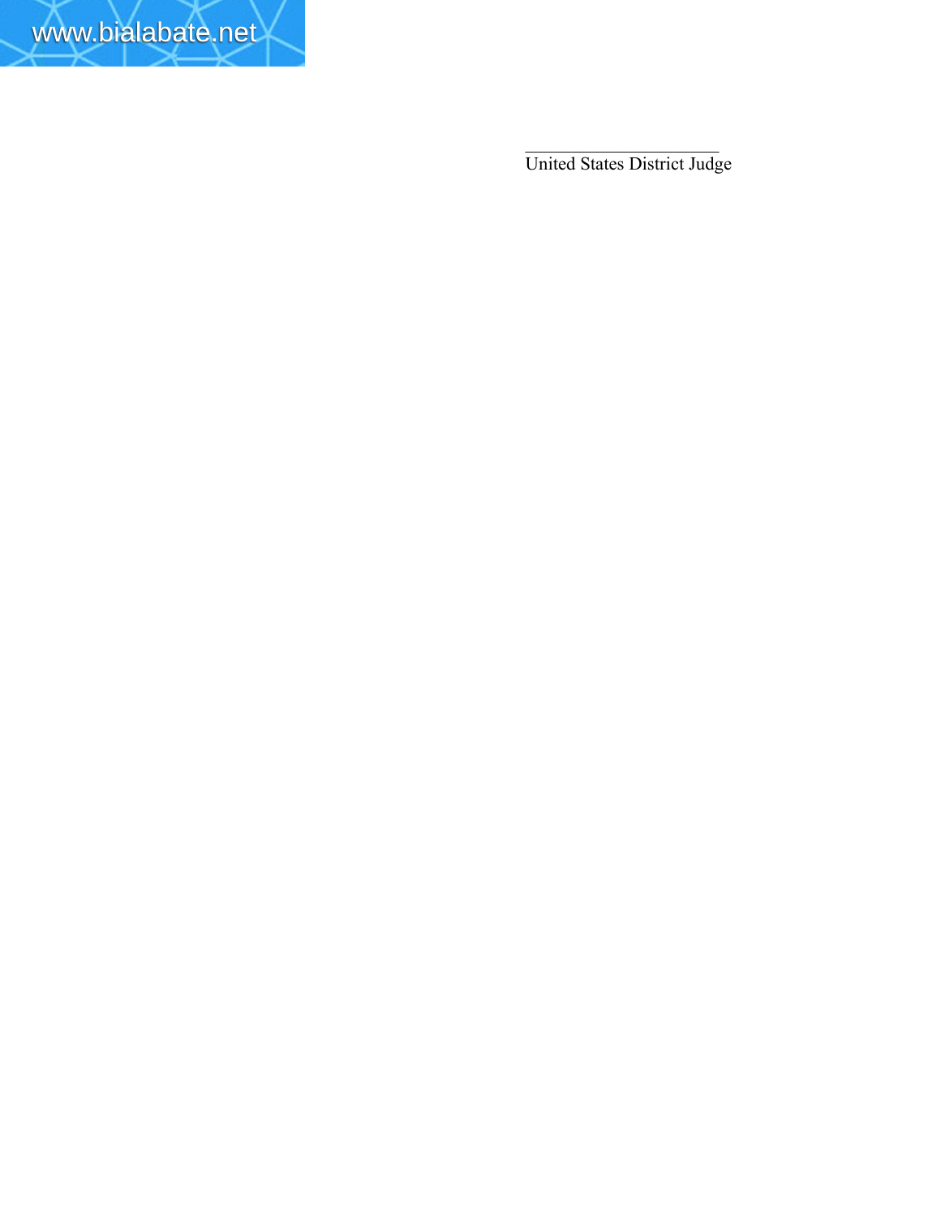\_\_\_\_\_\_\_\_\_\_\_\_\_\_\_\_\_\_\_\_\_\_\_\_

United States District Judge